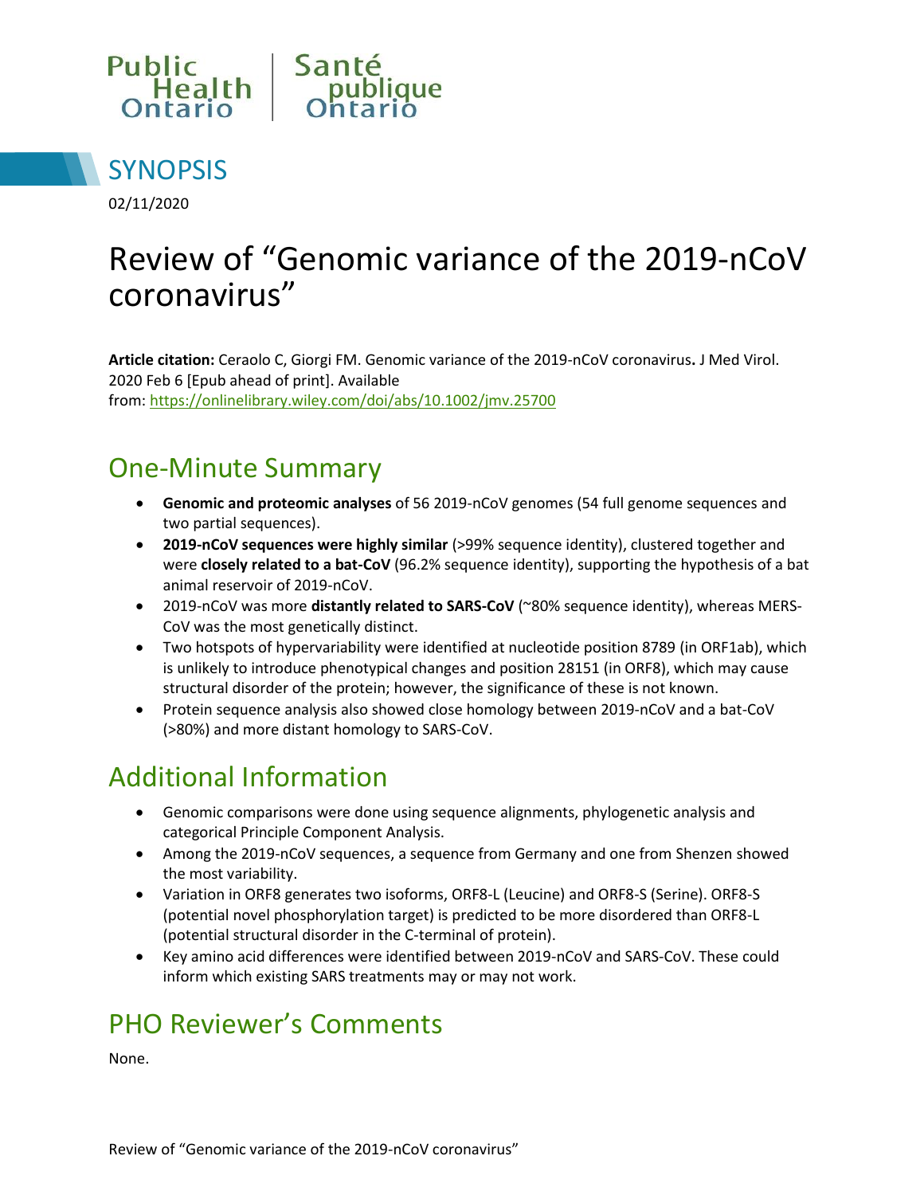Public Health Ontario | Santé publique Ontario

# SYNOPSIS

02/11/2020

# Review of "Genomic variance of the 2019-nCoV coronavirus"

**Article citation:** Ceraolo C, Giorgi FM. Genomic variance of the 2019-nCoV coronavirus**.** J Med Virol. 2020 Feb 6 [Epub ahead of print]. Available from: https://onlinelibrary.wiley.com/doi/abs/10.1002/jmv.25700

## One-Minute Summary

- **Genomic and proteomic analyses** of 56 2019-nCoV genomes (54 full genome sequences and two partial sequences).
- **2019-nCoV sequences were highly similar** (>99% sequence identity), clustered together and were **closely related to a bat-CoV** (96.2% sequence identity), supporting the hypothesis of a bat animal reservoir of 2019-nCoV.
- 2019-nCoV was more **distantly related to SARS-CoV** (~80% sequence identity), whereas MERS-CoV was the most genetically distinct.
- Two hotspots of hypervariability were identified at nucleotide position 8789 (in ORF1ab), which is unlikely to introduce phenotypical changes and position 28151 (in ORF8), which may cause structural disorder of the protein; however, the significance of these is not known.
- Protein sequence analysis also showed close homology between 2019-nCoV and a bat-CoV (>80%) and more distant homology to SARS-CoV.

## Additional Information

- Genomic comparisons were done using sequence alignments, phylogenetic analysis and categorical Principle Component Analysis.
- Among the 2019-nCoV sequences, a sequence from Germany and one from Shenzen showed the most variability.
- Variation in ORF8 generates two isoforms, ORF8-L (Leucine) and ORF8-S (Serine). ORF8-S (potential novel phosphorylation target) is predicted to be more disordered than ORF8-L (potential structural disorder in the C-terminal of protein).
- Key amino acid differences were identified between 2019-nCoV and SARS-CoV. These could inform which existing SARS treatments may or may not work.

## PHO Reviewer's Comments

None.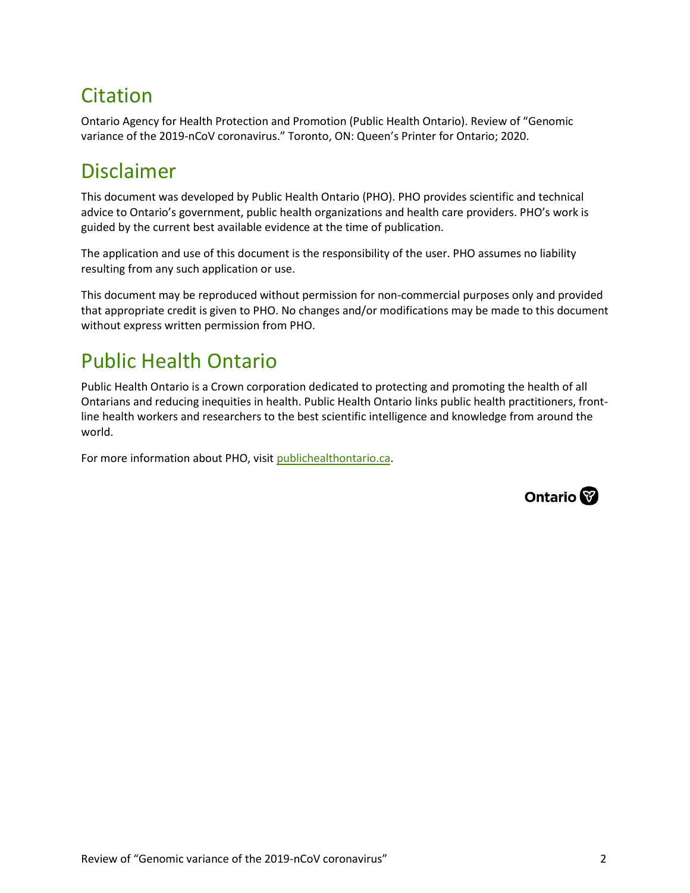## Citation

Ontario Agency for Health Protection and Promotion (Public Health Ontario). Review of "Genomic variance of the 2019-nCoV coronavirus." Toronto, ON: Queen's Printer for Ontario; 2020.

## Disclaimer

This document was developed by Public Health Ontario (PHO). PHO provides scientific and technical advice to Ontario's government, public health organizations and health care providers. PHO's work is guided by the current best available evidence at the time of publication.

The application and use of this document is the responsibility of the user. PHO assumes no liability resulting from any such application or use.

This document may be reproduced without permission for non-commercial purposes only and provided that appropriate credit is given to PHO. No changes and/or modifications may be made to this document without express written permission from PHO.

## Public Health Ontario

Public Health Ontario is a Crown corporation dedicated to protecting and promoting the health of all Ontarians and reducing inequities in health. Public Health Ontario links public health practitioners, front-line health workers and researchers to the best scientific intelligence and knowledge from around the world.

For more information about PHO, visit publichealthontario.ca.

Ontario